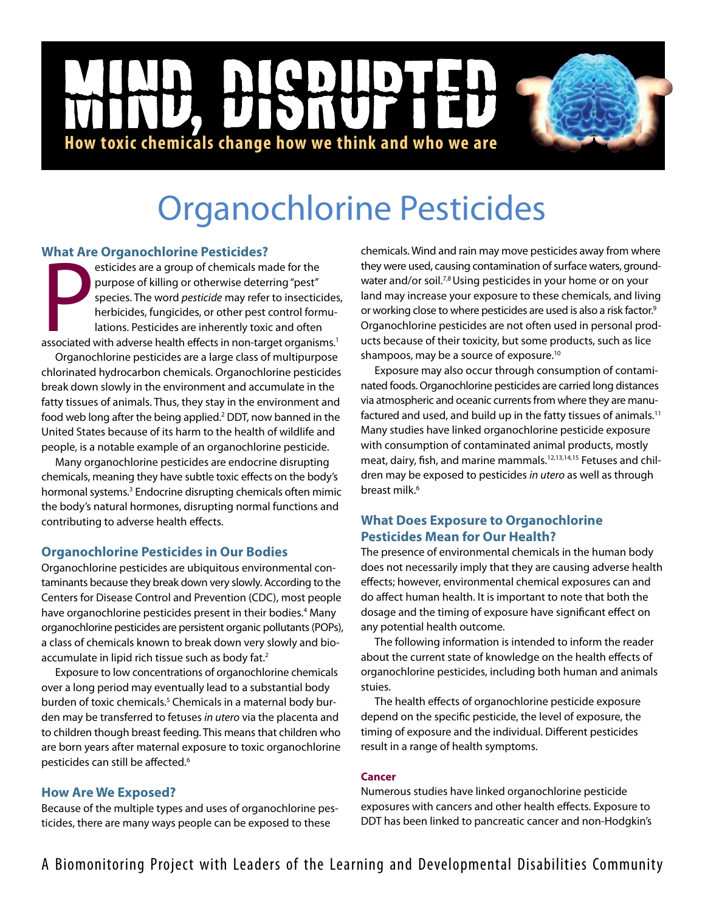# MIND, DISRUPTED

**How toxic chemicals change how we think and who we are**

# Organochlorine Pesticides

## What Are Organochlorine Pesticides?

Pesticides are a group of chemicals made for the purpose of killing or otherwise deterring "pest" species. The word *pesticide* may refer to insecticides, herbicides, fungicides, or other pest control formulations. Pesticides are inherently toxic and often associated with adverse health effects in non-target organisms.[1]

Organochlorine pesticides are a large class of multipurpose chlorinated hydrocarbon chemicals. Organochlorine pesticides break down slowly in the environment and accumulate in the fatty tissues of animals. Thus, they stay in the environment and food web long after the being applied.[2] DDT, now banned in the United States because of its harm to the health of wildlife and people, is a notable example of an organochlorine pesticide.

Many organochlorine pesticides are endocrine disrupting chemicals, meaning they have subtle toxic effects on the body's hormonal systems.[3] Endocrine disrupting chemicals often mimic the body's natural hormones, disrupting normal functions and contributing to adverse health effects.

## Organochlorine Pesticides in Our Bodies

Organochlorine pesticides are ubiquitous environmental contaminants because they break down very slowly. According to the Centers for Disease Control and Prevention (CDC), most people have organochlorine pesticides present in their bodies.[4] Many organochlorine pesticides are persistent organic pollutants (POPs), a class of chemicals known to break down very slowly and bioaccumulate in lipid rich tissue such as body fat.[2]

Exposure to low concentrations of organochlorine chemicals over a long period may eventually lead to a substantial body burden of toxic chemicals.[5] Chemicals in a maternal body burden may be transferred to fetuses *in utero* via the placenta and to children though breast feeding. This means that children who are born years after maternal exposure to toxic organochlorine pesticides can still be affected.[6]

## How Are We Exposed?

Because of the multiple types and uses of organochlorine pesticides, there are many ways people can be exposed to these chemicals. Wind and rain may move pesticides away from where they were used, causing contamination of surface waters, groundwater and/or soil.[7,8] Using pesticides in your home or on your land may increase your exposure to these chemicals, and living or working close to where pesticides are used is also a risk factor.[9] Organochlorine pesticides are not often used in personal products because of their toxicity, but some products, such as lice shampoos, may be a source of exposure.[10]

Exposure may also occur through consumption of contaminated foods. Organochlorine pesticides are carried long distances via atmospheric and oceanic currents from where they are manufactured and used, and build up in the fatty tissues of animals.[11] Many studies have linked organochlorine pesticide exposure with consumption of contaminated animal products, mostly meat, dairy, fish, and marine mammals.[12,13,14,15] Fetuses and children may be exposed to pesticides *in utero* as well as through breast milk.[6]

## What Does Exposure to Organochlorine Pesticides Mean for Our Health?

The presence of environmental chemicals in the human body does not necessarily imply that they are causing adverse health effects; however, environmental chemical exposures can and do affect human health. It is important to note that both the dosage and the timing of exposure have significant effect on any potential health outcome.

The following information is intended to inform the reader about the current state of knowledge on the health effects of organochlorine pesticides, including both human and animals stuies.

The health effects of organochlorine pesticide exposure depend on the specific pesticide, the level of exposure, the timing of exposure and the individual. Different pesticides result in a range of health symptoms.

### Cancer

Numerous studies have linked organochlorine pesticide exposures with cancers and other health effects. Exposure to DDT has been linked to pancreatic cancer and non-Hodgkin's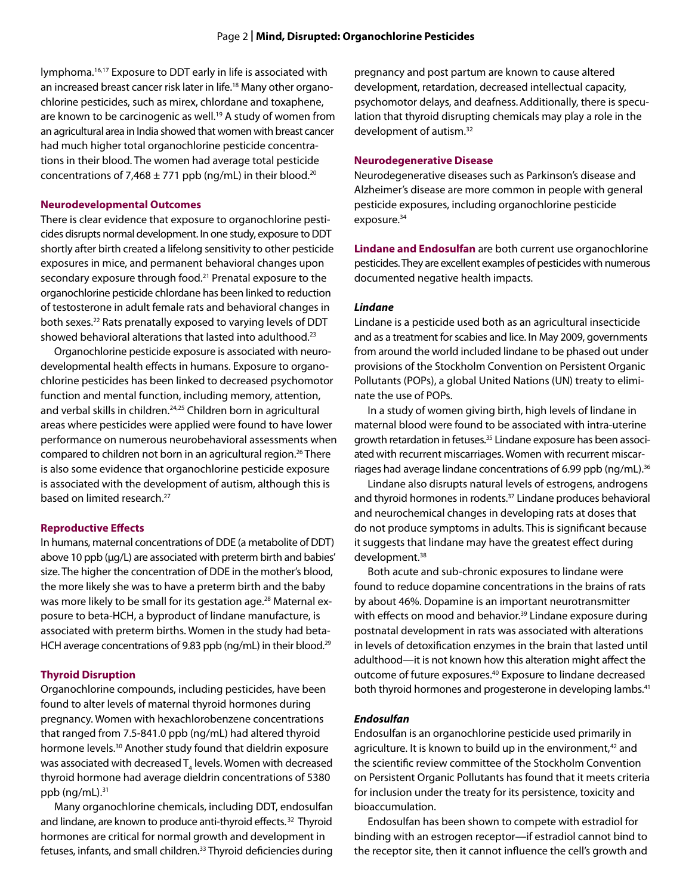lymphoma.[16,17] Exposure to DDT early in life is associated with an increased breast cancer risk later in life.[18] Many other organochlorine pesticides, such as mirex, chlordane and toxaphene, are known to be carcinogenic as well.[19] A study of women from an agricultural area in India showed that women with breast cancer had much higher total organochlorine pesticide concentrations in their blood. The women had average total pesticide concentrations of 7,468 ± 771 ppb (ng/mL) in their blood.[20]

### Neurodevelopmental Outcomes

There is clear evidence that exposure to organochlorine pesticides disrupts normal development. In one study, exposure to DDT shortly after birth created a lifelong sensitivity to other pesticide exposures in mice, and permanent behavioral changes upon secondary exposure through food.[21] Prenatal exposure to the organochlorine pesticide chlordane has been linked to reduction of testosterone in adult female rats and behavioral changes in both sexes.[22] Rats prenatally exposed to varying levels of DDT showed behavioral alterations that lasted into adulthood.[23]

Organochlorine pesticide exposure is associated with neurodevelopmental health effects in humans. Exposure to organochlorine pesticides has been linked to decreased psychomotor function and mental function, including memory, attention, and verbal skills in children.[24,25] Children born in agricultural areas where pesticides were applied were found to have lower performance on numerous neurobehavioral assessments when compared to children not born in an agricultural region.[26] There is also some evidence that organochlorine pesticide exposure is associated with the development of autism, although this is based on limited research.[27]

### Reproductive Effects

In humans, maternal concentrations of DDE (a metabolite of DDT) above 10 ppb (μg/L) are associated with preterm birth and babies' size. The higher the concentration of DDE in the mother's blood, the more likely she was to have a preterm birth and the baby was more likely to be small for its gestation age.[28] Maternal exposure to beta-HCH, a byproduct of lindane manufacture, is associated with preterm births. Women in the study had beta-HCH average concentrations of 9.83 ppb (ng/mL) in their blood.[29]

### Thyroid Disruption

Organochlorine compounds, including pesticides, have been found to alter levels of maternal thyroid hormones during pregnancy. Women with hexachlorobenzene concentrations that ranged from 7.5-841.0 ppb (ng/mL) had altered thyroid hormone levels.[30] Another study found that dieldrin exposure was associated with decreased $T_4$ levels. Women with decreased thyroid hormone had average dieldrin concentrations of 5380 ppb (ng/mL).[31]

Many organochlorine chemicals, including DDT, endosulfan and lindane, are known to produce anti-thyroid effects.[32] Thyroid hormones are critical for normal growth and development in fetuses, infants, and small children.[33] Thyroid deficiencies during pregnancy and post partum are known to cause altered development, retardation, decreased intellectual capacity, psychomotor delays, and deafness. Additionally, there is speculation that thyroid disrupting chemicals may play a role in the development of autism.[32]

### Neurodegenerative Disease

Neurodegenerative diseases such as Parkinson's disease and Alzheimer's disease are more common in people with general pesticide exposures, including organochlorine pesticide exposure.[34]

**Lindane and Endosulfan** are both current use organochlorine pesticides. They are excellent examples of pesticides with numerous documented negative health impacts.

#### *Lindane*

Lindane is a pesticide used both as an agricultural insecticide and as a treatment for scabies and lice. In May 2009, governments from around the world included lindane to be phased out under provisions of the Stockholm Convention on Persistent Organic Pollutants (POPs), a global United Nations (UN) treaty to eliminate the use of POPs.

In a study of women giving birth, high levels of lindane in maternal blood were found to be associated with intra-uterine growth retardation in fetuses.[35] Lindane exposure has been associated with recurrent miscarriages. Women with recurrent miscarriages had average lindane concentrations of 6.99 ppb (ng/mL).[36]

Lindane also disrupts natural levels of estrogens, androgens and thyroid hormones in rodents.[37] Lindane produces behavioral and neurochemical changes in developing rats at doses that do not produce symptoms in adults. This is significant because it suggests that lindane may have the greatest effect during development.[38]

Both acute and sub-chronic exposures to lindane were found to reduce dopamine concentrations in the brains of rats by about 46%. Dopamine is an important neurotransmitter with effects on mood and behavior.[39] Lindane exposure during postnatal development in rats was associated with alterations in levels of detoxification enzymes in the brain that lasted until adulthood—it is not known how this alteration might affect the outcome of future exposures.[40] Exposure to lindane decreased both thyroid hormones and progesterone in developing lambs.[41]

#### *Endosulfan*

Endosulfan is an organochlorine pesticide used primarily in agriculture. It is known to build up in the environment,[42] and the scientific review committee of the Stockholm Convention on Persistent Organic Pollutants has found that it meets criteria for inclusion under the treaty for its persistence, toxicity and bioaccumulation.

Endosulfan has been shown to compete with estradiol for binding with an estrogen receptor—if estradiol cannot bind to the receptor site, then it cannot influence the cell's growth and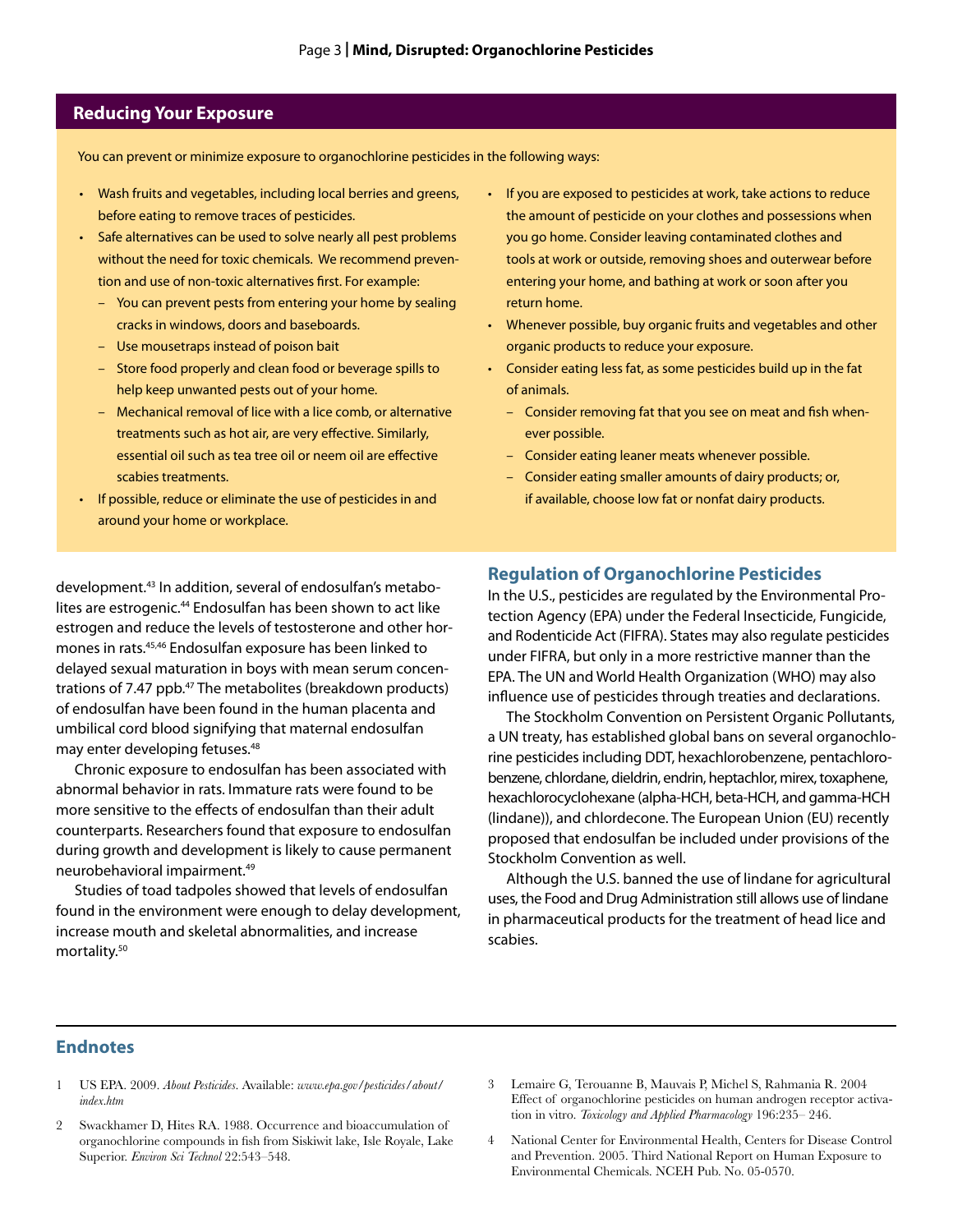## Reducing Your Exposure

You can prevent or minimize exposure to organochlorine pesticides in the following ways:

- Wash fruits and vegetables, including local berries and greens, before eating to remove traces of pesticides.
- Safe alternatives can be used to solve nearly all pest problems without the need for toxic chemicals. We recommend prevention and use of non-toxic alternatives first. For example:
  - You can prevent pests from entering your home by sealing cracks in windows, doors and baseboards.
  - Use mousetraps instead of poison bait
  - Store food properly and clean food or beverage spills to help keep unwanted pests out of your home.
  - Mechanical removal of lice with a lice comb, or alternative treatments such as hot air, are very effective. Similarly, essential oil such as tea tree oil or neem oil are effective scabies treatments.
- If possible, reduce or eliminate the use of pesticides in and around your home or workplace.
- If you are exposed to pesticides at work, take actions to reduce the amount of pesticide on your clothes and possessions when you go home. Consider leaving contaminated clothes and tools at work or outside, removing shoes and outerwear before entering your home, and bathing at work or soon after you return home.
- Whenever possible, buy organic fruits and vegetables and other organic products to reduce your exposure.
- Consider eating less fat, as some pesticides build up in the fat of animals.
  - Consider removing fat that you see on meat and fish whenever possible.
  - Consider eating leaner meats whenever possible.
  - Consider eating smaller amounts of dairy products; or, if available, choose low fat or nonfat dairy products.

development.[43] In addition, several of endosulfan's metabolites are estrogenic.[44] Endosulfan has been shown to act like estrogen and reduce the levels of testosterone and other hormones in rats.[45,46] Endosulfan exposure has been linked to delayed sexual maturation in boys with mean serum concentrations of 7.47 ppb.[47] The metabolites (breakdown products) of endosulfan have been found in the human placenta and umbilical cord blood signifying that maternal endosulfan may enter developing fetuses.[48]

Chronic exposure to endosulfan has been associated with abnormal behavior in rats. Immature rats were found to be more sensitive to the effects of endosulfan than their adult counterparts. Researchers found that exposure to endosulfan during growth and development is likely to cause permanent neurobehavioral impairment.[49]

Studies of toad tadpoles showed that levels of endosulfan found in the environment were enough to delay development, increase mouth and skeletal abnormalities, and increase mortality.[50]

## Regulation of Organochlorine Pesticides

In the U.S., pesticides are regulated by the Environmental Protection Agency (EPA) under the Federal Insecticide, Fungicide, and Rodenticide Act (FIFRA). States may also regulate pesticides under FIFRA, but only in a more restrictive manner than the EPA. The UN and World Health Organization (WHO) may also influence use of pesticides through treaties and declarations.

The Stockholm Convention on Persistent Organic Pollutants, a UN treaty, has established global bans on several organochlorine pesticides including DDT, hexachlorobenzene, pentachlorobenzene, chlordane, dieldrin, endrin, heptachlor, mirex, toxaphene, hexachlorocyclohexane (alpha-HCH, beta-HCH, and gamma-HCH (lindane)), and chlordecone. The European Union (EU) recently proposed that endosulfan be included under provisions of the Stockholm Convention as well.

Although the U.S. banned the use of lindane for agricultural uses, the Food and Drug Administration still allows use of lindane in pharmaceutical products for the treatment of head lice and scabies.

## Endnotes

1 US EPA. 2009. *About Pesticides*. Available: *www.epa.gov/pesticides/about/index.htm*

2 Swackhamer D, Hites RA. 1988. Occurrence and bioaccumulation of organochlorine compounds in fish from Siskiwit lake, Isle Royale, Lake Superior. *Environ Sci Technol* 22:543–548.

3 Lemaire G, Terouanne B, Mauvais P, Michel S, Rahmania R. 2004 Effect of organochlorine pesticides on human androgen receptor activation in vitro. *Toxicology and Applied Pharmacology* 196:235– 246.

4 National Center for Environmental Health, Centers for Disease Control and Prevention. 2005. Third National Report on Human Exposure to Environmental Chemicals. NCEH Pub. No. 05-0570.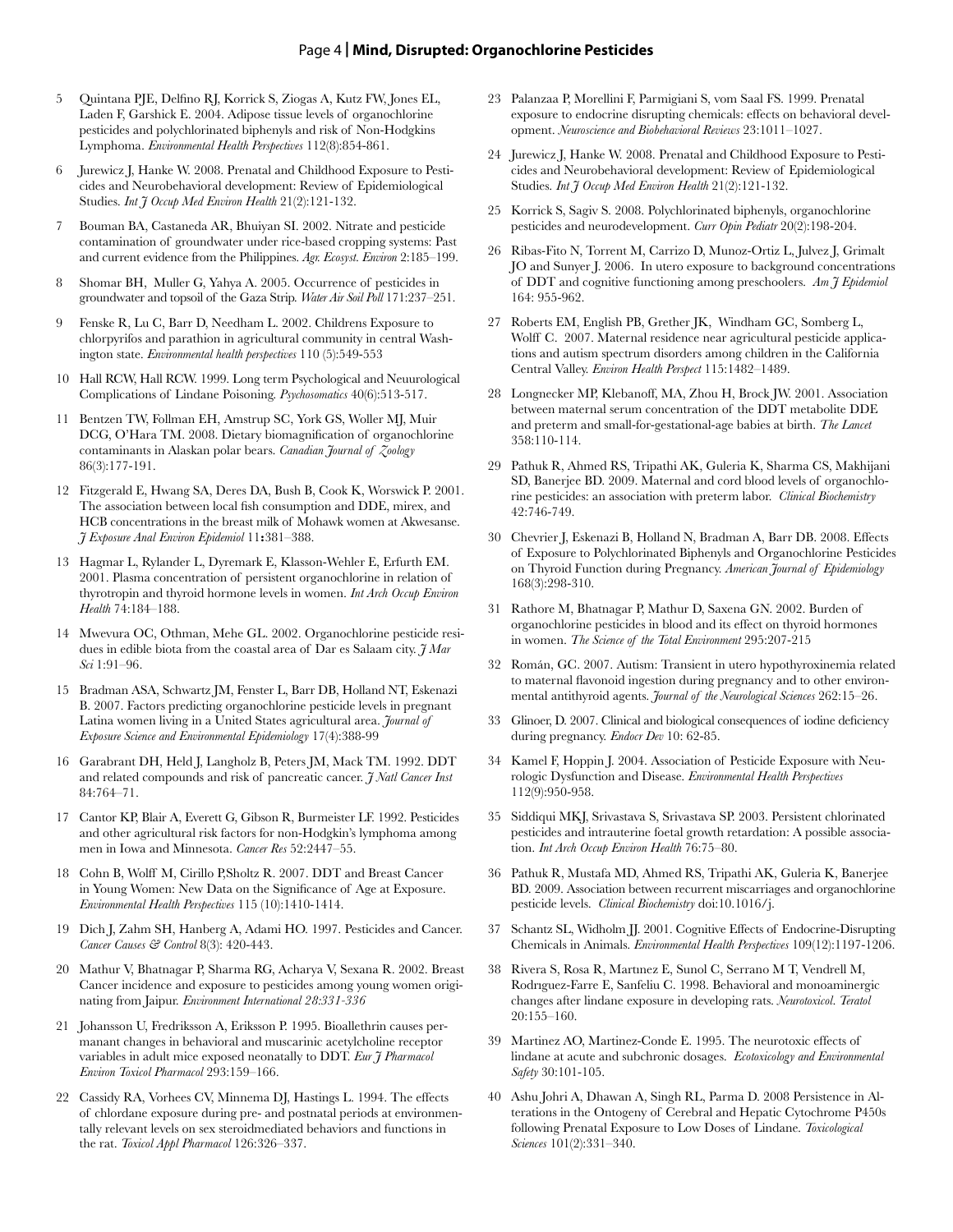5 Quintana PJE, Delfino RJ, Korrick S, Ziogas A, Kutz FW, Jones EL, Laden F, Garshick E. 2004. Adipose tissue levels of organochlorine pesticides and polychlorinated biphenyls and risk of Non-Hodgkins Lymphoma. *Environmental Health Perspectives* 112(8):854-861.

6 Jurewicz J, Hanke W. 2008. Prenatal and Childhood Exposure to Pesticides and Neurobehavioral development: Review of Epidemiological Studies. *Int J Occup Med Environ Health* 21(2):121-132.

7 Bouman BA, Castaneda AR, Bhuiyan SI. 2002. Nitrate and pesticide contamination of groundwater under rice-based cropping systems: Past and current evidence from the Philippines. *Agr. Ecosyst. Environ* 2:185–199.

8 Shomar BH, Muller G, Yahya A. 2005. Occurrence of pesticides in groundwater and topsoil of the Gaza Strip. *Water Air Soil Poll* 171:237–251.

9 Fenske R, Lu C, Barr D, Needham L. 2002. Childrens Exposure to chlorpyrifos and parathion in agricultural community in central Washington state. *Environmental health perspectives* 110 (5):549-553

10 Hall RCW, Hall RCW. 1999. Long term Psychological and Neuurological Complications of Lindane Poisoning. *Psychosomatics* 40(6):513-517.

11 Bentzen TW, Follman EH, Amstrup SC, York GS, Woller MJ, Muir DCG, O'Hara TM. 2008. Dietary biomagnification of organochlorine contaminants in Alaskan polar bears. *Canadian Journal of Zoology* 86(3):177-191.

12 Fitzgerald E, Hwang SA, Deres DA, Bush B, Cook K, Worswick P. 2001. The association between local fish consumption and DDE, mirex, and HCB concentrations in the breast milk of Mohawk women at Akwesanse. *J Exposure Anal Environ Epidemiol* 11**:**381–388.

13 Hagmar L, Rylander L, Dyremark E, Klasson-Wehler E, Erfurth EM. 2001. Plasma concentration of persistent organochlorine in relation of thyrotropin and thyroid hormone levels in women. *Int Arch Occup Environ Health* 74:184–188.

14 Mwevura OC, Othman, Mehe GL. 2002. Organochlorine pesticide residues in edible biota from the coastal area of Dar es Salaam city. *J Mar Sci* 1:91–96.

15 Bradman ASA, Schwartz JM, Fenster L, Barr DB, Holland NT, Eskenazi B. 2007. Factors predicting organochlorine pesticide levels in pregnant Latina women living in a United States agricultural area. *Journal of Exposure Science and Environmental Epidemiology* 17(4):388-99

16 Garabrant DH, Held J, Langholz B, Peters JM, Mack TM. 1992. DDT and related compounds and risk of pancreatic cancer. *J Natl Cancer Inst* 84:764–71.

17 Cantor KP, Blair A, Everett G, Gibson R, Burmeister LF. 1992. Pesticides and other agricultural risk factors for non-Hodgkin's lymphoma among men in Iowa and Minnesota. *Cancer Res* 52:2447–55.

18 Cohn B, Wolff M, Cirillo P,Sholtz R. 2007. DDT and Breast Cancer in Young Women: New Data on the Significance of Age at Exposure. *Environmental Health Perspectives* 115 (10):1410-1414.

19 Dich J, Zahm SH, Hanberg A, Adami HO. 1997. Pesticides and Cancer. *Cancer Causes & Control* 8(3): 420-443.

20 Mathur V, Bhatnagar P, Sharma RG, Acharya V, Sexana R. 2002. Breast Cancer incidence and exposure to pesticides among young women originating from Jaipur. *Environment International 28:331-336*

21 Johansson U, Fredriksson A, Eriksson P. 1995. Bioallethrin causes permanant changes in behavioral and muscarinic acetylcholine receptor variables in adult mice exposed neonatally to DDT. *Eur J Pharmacol Environ Toxicol Pharmacol* 293:159–166.

22 Cassidy RA, Vorhees CV, Minnema DJ, Hastings L. 1994. The effects of chlordane exposure during pre- and postnatal periods at environmentally relevant levels on sex steroidmediated behaviors and functions in the rat. *Toxicol Appl Pharmacol* 126:326–337.

23 Palanzaa P, Morellini F, Parmigiani S, vom Saal FS. 1999. Prenatal exposure to endocrine disrupting chemicals: effects on behavioral development. *Neuroscience and Biobehavioral Reviews* 23:1011–1027.

24 Jurewicz J, Hanke W. 2008. Prenatal and Childhood Exposure to Pesticides and Neurobehavioral development: Review of Epidemiological Studies. *Int J Occup Med Environ Health* 21(2):121-132.

25 Korrick S, Sagiv S. 2008. Polychlorinated biphenyls, organochlorine pesticides and neurodevelopment. *Curr Opin Pediatr* 20(2):198-204.

26 Ribas-Fito N, Torrent M, Carrizo D, Munoz-Ortiz L, Julvez J, Grimalt JO and Sunyer J. 2006. In utero exposure to background concentrations of DDT and cognitive functioning among preschoolers. *Am J Epidemiol* 164: 955-962.

27 Roberts EM, English PB, Grether JK, Windham GC, Somberg L, Wolff C. 2007. Maternal residence near agricultural pesticide applications and autism spectrum disorders among children in the California Central Valley. *Environ Health Perspect* 115:1482–1489.

28 Longnecker MP, Klebanoff, MA, Zhou H, Brock JW. 2001. Association between maternal serum concentration of the DDT metabolite DDE and preterm and small-for-gestational-age babies at birth. *The Lancet* 358:110-114.

29 Pathuk R, Ahmed RS, Tripathi AK, Guleria K, Sharma CS, Makhijani SD, Banerjee BD. 2009. Maternal and cord blood levels of organochlorine pesticides: an association with preterm labor. *Clinical Biochemistry* 42:746-749.

30 Chevrier J, Eskenazi B, Holland N, Bradman A, Barr DB. 2008. Effects of Exposure to Polychlorinated Biphenyls and Organochlorine Pesticides on Thyroid Function during Pregnancy. *American Journal of Epidemiology* 168(3):298-310.

31 Rathore M, Bhatnagar P, Mathur D, Saxena GN. 2002. Burden of organochlorine pesticides in blood and its effect on thyroid hormones in women. *The Science of the Total Environment* 295:207-215

32 Román, GC. 2007. Autism: Transient in utero hypothyroxinemia related to maternal flavonoid ingestion during pregnancy and to other environmental antithyroid agents. *Journal of the Neurological Sciences* 262:15–26.

33 Glinoer, D. 2007. Clinical and biological consequences of iodine deficiency during pregnancy. *Endocr Dev* 10: 62-85.

34 Kamel F, Hoppin J. 2004. Association of Pesticide Exposure with Neurologic Dysfunction and Disease. *Environmental Health Perspectives* 112(9):950-958.

35 Siddiqui MKJ, Srivastava S, Srivastava SP. 2003. Persistent chlorinated pesticides and intrauterine foetal growth retardation: A possible association. *Int Arch Occup Environ Health* 76:75–80.

36 Pathuk R, Mustafa MD, Ahmed RS, Tripathi AK, Guleria K, Banerjee BD. 2009. Association between recurrent miscarriages and organochlorine pesticide levels. *Clinical Biochemistry* doi:10.1016/j.

37 Schantz SL, Widholm JJ. 2001. Cognitive Effects of Endocrine-Disrupting Chemicals in Animals. *Environmental Health Perspectives* 109(12):1197-1206.

38 Rivera S, Rosa R, Martınez E, Sunol C, Serrano M T, Vendrell M, Rodrıguez-Farre E, Sanfeliu C. 1998. Behavioral and monoaminergic changes after lindane exposure in developing rats. *Neurotoxicol. Teratol* 20:155–160.

39 Martinez AO, Martinez-Conde E. 1995. The neurotoxic effects of lindane at acute and subchronic dosages. *Ecotoxicology and Environmental Safety* 30:101-105.

40 Ashu Johri A, Dhawan A, Singh RL, Parma D. 2008 Persistence in Alterations in the Ontogeny of Cerebral and Hepatic Cytochrome P450s following Prenatal Exposure to Low Doses of Lindane. *Toxicological Sciences* 101(2):331–340.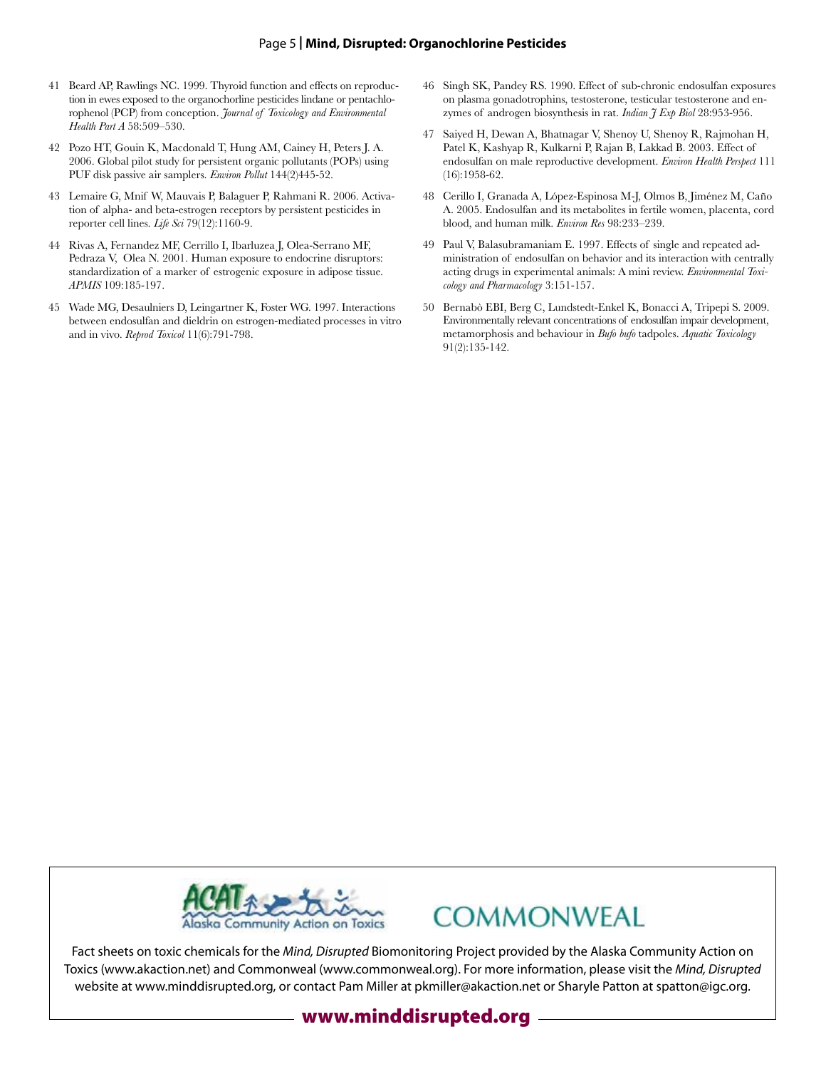41 Beard AP, Rawlings NC. 1999. Thyroid function and effects on reproduction in ewes exposed to the organochorline pesticides lindane or pentachlorophenol (PCP) from conception. *Journal of Toxicology and Environmental Health Part A* 58:509–530.

42 Pozo HT, Gouin K, Macdonald T, Hung AM, Cainey H, Peters J. A. 2006. Global pilot study for persistent organic pollutants (POPs) using PUF disk passive air samplers. *Environ Pollut* 144(2)445-52.

43 Lemaire G, Mnif W, Mauvais P, Balaguer P, Rahmani R. 2006. Activation of alpha- and beta-estrogen receptors by persistent pesticides in reporter cell lines. *Life Sci* 79(12):1160-9.

44 Rivas A, Fernandez MF, Cerrillo I, Ibarluzea J, Olea-Serrano MF, Pedraza V, Olea N. 2001. Human exposure to endocrine disruptors: standardization of a marker of estrogenic exposure in adipose tissue. *APMIS* 109:185-197.

45 Wade MG, Desaulniers D, Leingartner K, Foster WG. 1997. Interactions between endosulfan and dieldrin on estrogen-mediated processes in vitro and in vivo. *Reprod Toxicol* 11(6):791-798.

46 Singh SK, Pandey RS. 1990. Effect of sub-chronic endosulfan exposures on plasma gonadotrophins, testosterone, testicular testosterone and enzymes of androgen biosynthesis in rat. *Indian J Exp Biol* 28:953-956.

47 Saiyed H, Dewan A, Bhatnagar V, Shenoy U, Shenoy R, Rajmohan H, Patel K, Kashyap R, Kulkarni P, Rajan B, Lakkad B. 2003. Effect of endosulfan on male reproductive development. *Environ Health Perspect* 111 (16):1958-62.

48 Cerillo I, Granada A, López-Espinosa M-J, Olmos B, Jiménez M, Caño A. 2005. Endosulfan and its metabolites in fertile women, placenta, cord blood, and human milk. *Environ Res* 98:233–239.

49 Paul V, Balasubramaniam E. 1997. Effects of single and repeated administration of endosulfan on behavior and its interaction with centrally acting drugs in experimental animals: A mini review. *Environmental Toxicology and Pharmacology* 3:151-157.

50 Bernabò EBI, Berg C, Lundstedt-Enkel K, Bonacci A, Tripepi S. 2009. Environmentally relevant concentrations of endosulfan impair development, metamorphosis and behaviour in *Bufo bufo* tadpoles. *Aquatic Toxicology* 91(2):135-142.

ACAT Alaska Community Action on Toxics

COMMONWEAL

Fact sheets on toxic chemicals for the *Mind, Disrupted* Biomonitoring Project provided by the Alaska Community Action on Toxics (www.akaction.net) and Commonweal (www.commonweal.org). For more information, please visit the *Mind, Disrupted* website at www.minddisrupted.org, or contact Pam Miller at pkmiller@akaction.net or Sharyle Patton at spatton@igc.org.

**www.minddisrupted.org**